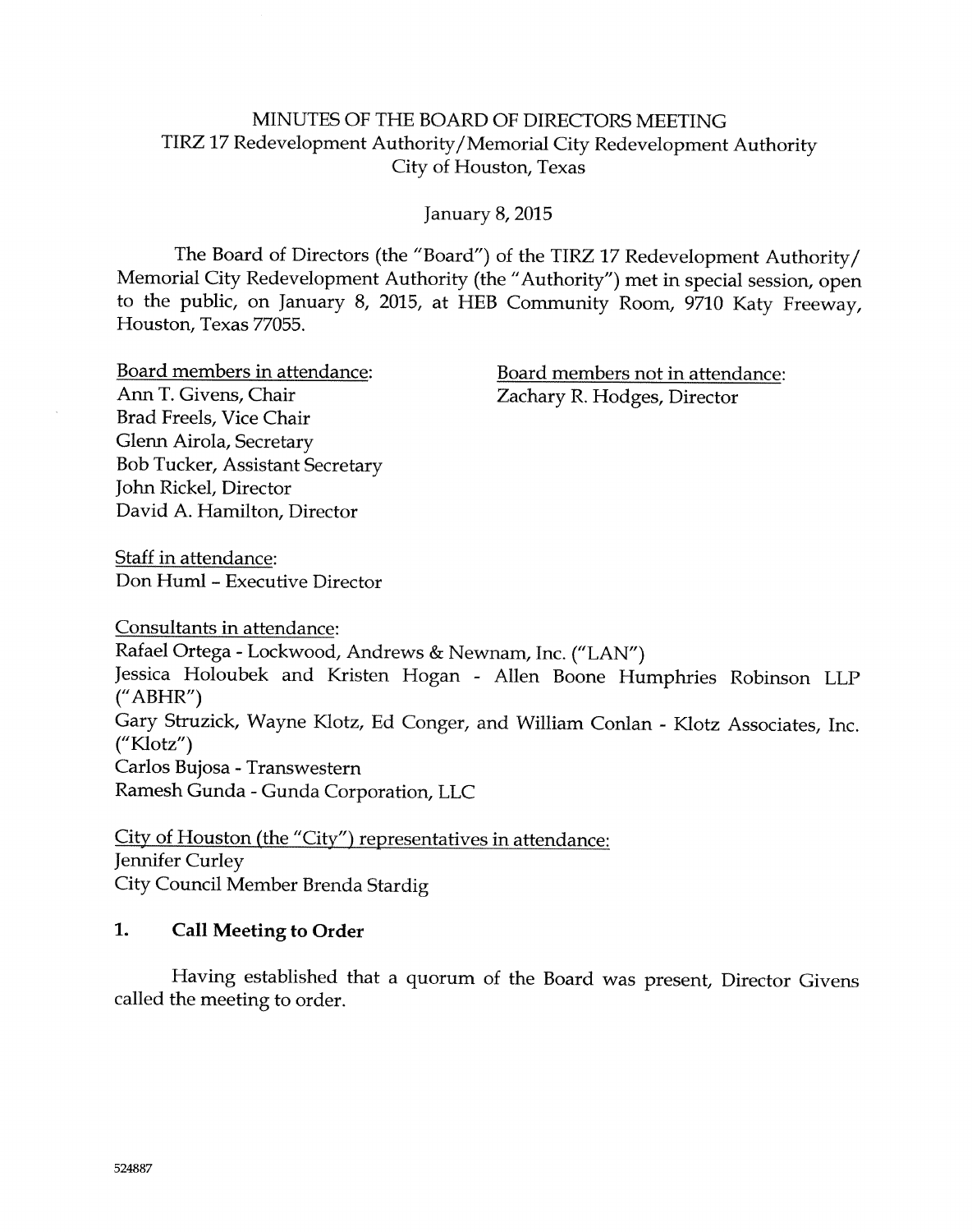# MINUTES OF THE BOARD OF DIRECTORS MEETING
## TIRZ 17 Redevelopment Authority/Memorial City Redevelopment Authority
## City of Houston, Texas

January 8, 2015

The Board of Directors (the "Board") of the TIRZ 17 Redevelopment Authority/ Memorial City Redevelopment Authority (the "Authority") met in special session, open to the public, on January 8, 2015, at HEB Community Room, 9710 Katy Freeway, Houston, Texas 77055.

Board members in attendance:
Ann T. Givens, Chair
Brad Freels, Vice Chair
Glenn Airola, Secretary
Bob Tucker, Assistant Secretary
John Rickel, Director
David A. Hamilton, Director

Board members not in attendance:
Zachary R. Hodges, Director

Staff in attendance:
Don Huml – Executive Director

Consultants in attendance:
Rafael Ortega - Lockwood, Andrews & Newnam, Inc. ("LAN")
Jessica Holoubek and Kristen Hogan - Allen Boone Humphries Robinson LLP ("ABHR")
Gary Struzick, Wayne Klotz, Ed Conger, and William Conlan - Klotz Associates, Inc. ("Klotz")
Carlos Bujosa - Transwestern
Ramesh Gunda - Gunda Corporation, LLC

City of Houston (the "City") representatives in attendance:
Jennifer Curley
City Council Member Brenda Stardig

## 1. Call Meeting to Order

Having established that a quorum of the Board was present, Director Givens called the meeting to order.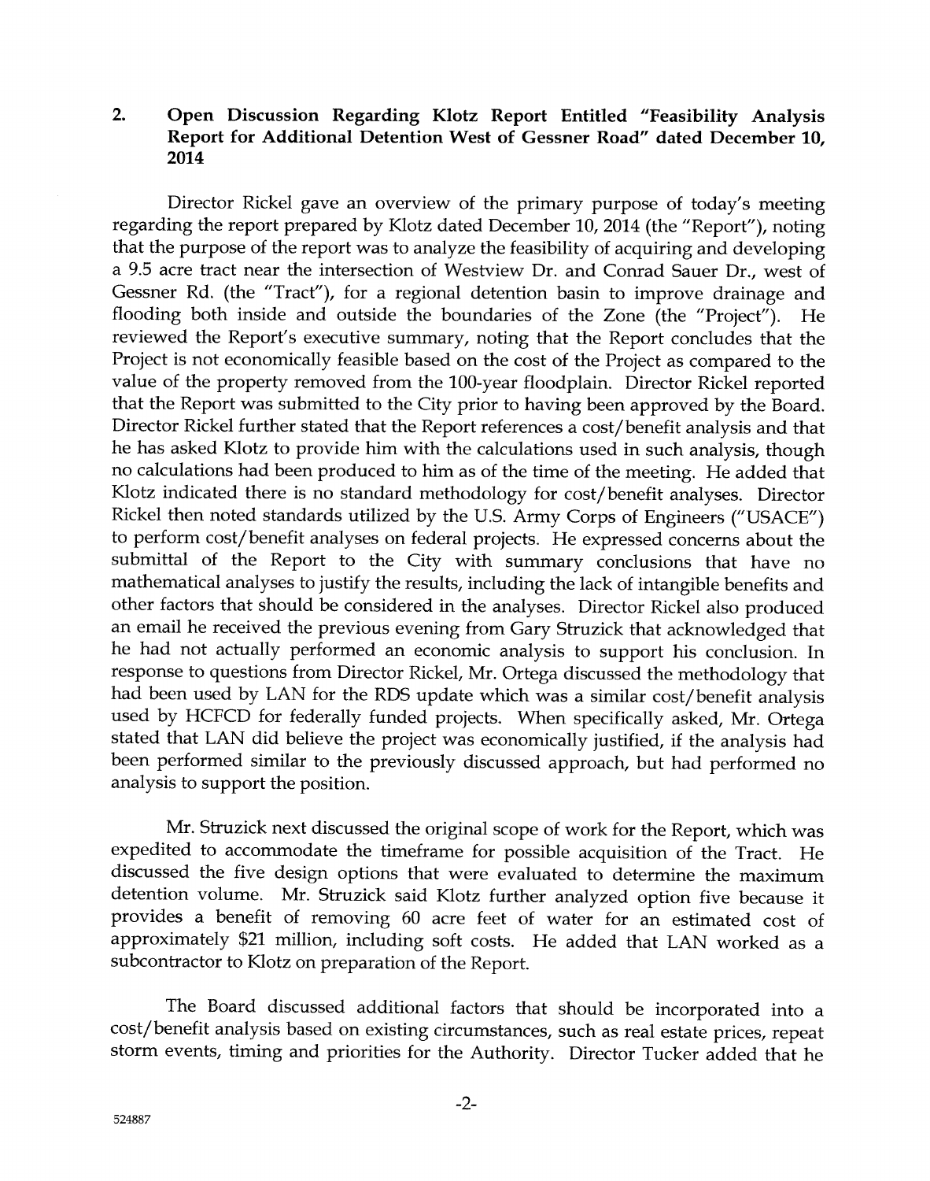## 2. Open Discussion Regarding Klotz Report Entitled "Feasibility Analysis Report for Additional Detention West of Gessner Road" dated December 10, 2014

Director Rickel gave an overview of the primary purpose of today's meeting regarding the report prepared by Klotz dated December 10, 2014 (the "Report"), noting that the purpose of the report was to analyze the feasibility of acquiring and developing a 9.5 acre tract near the intersection of Westview Dr. and Conrad Sauer Dr., west of Gessner Rd. (the "Tract"), for a regional detention basin to improve drainage and flooding both inside and outside the boundaries of the Zone (the "Project"). He reviewed the Report's executive summary, noting that the Report concludes that the Project is not economically feasible based on the cost of the Project as compared to the value of the property removed from the 100-year floodplain. Director Rickel reported that the Report was submitted to the City prior to having been approved by the Board. Director Rickel further stated that the Report references a cost/benefit analysis and that he has asked Klotz to provide him with the calculations used in such analysis, though no calculations had been produced to him as of the time of the meeting. He added that Klotz indicated there is no standard methodology for cost/benefit analyses. Director Rickel then noted standards utilized by the U.S. Army Corps of Engineers ("USACE") to perform cost/benefit analyses on federal projects. He expressed concerns about the submittal of the Report to the City with summary conclusions that have no mathematical analyses to justify the results, including the lack of intangible benefits and other factors that should be considered in the analyses. Director Rickel also produced an email he received the previous evening from Gary Struzick that acknowledged that he had not actually performed an economic analysis to support his conclusion. In response to questions from Director Rickel, Mr. Ortega discussed the methodology that had been used by LAN for the RDS update which was a similar cost/benefit analysis used by HCFCD for federally funded projects. When specifically asked, Mr. Ortega stated that LAN did believe the project was economically justified, if the analysis had been performed similar to the previously discussed approach, but had performed no analysis to support the position.

Mr. Struzick next discussed the original scope of work for the Report, which was expedited to accommodate the timeframe for possible acquisition of the Tract. He discussed the five design options that were evaluated to determine the maximum detention volume. Mr. Struzick said Klotz further analyzed option five because it provides a benefit of removing 60 acre feet of water for an estimated cost of approximately $21 million, including soft costs. He added that LAN worked as a subcontractor to Klotz on preparation of the Report.

The Board discussed additional factors that should be incorporated into a cost/benefit analysis based on existing circumstances, such as real estate prices, repeat storm events, timing and priorities for the Authority. Director Tucker added that he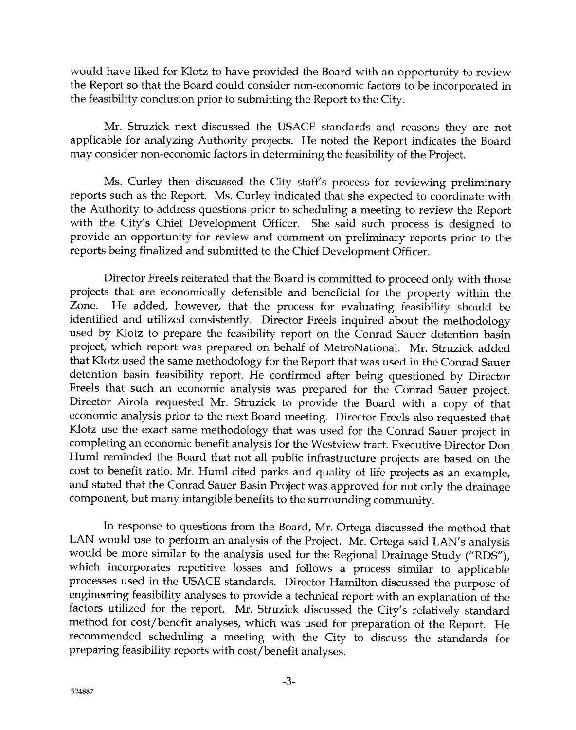would have liked for Klotz to have provided the Board with an opportunity to review the Report so that the Board could consider non-economic factors to be incorporated in the feasibility conclusion prior to submitting the Report to the City.

Mr. Struzick next discussed the USACE standards and reasons they are not applicable for analyzing Authority projects. He noted the Report indicates the Board may consider non-economic factors in determining the feasibility of the Project.

Ms. Curley then discussed the City staff's process for reviewing preliminary reports such as the Report. Ms. Curley indicated that she expected to coordinate with the Authority to address questions prior to scheduling a meeting to review the Report with the City's Chief Development Officer. She said such process is designed to provide an opportunity for review and comment on preliminary reports prior to the reports being finalized and submitted to the Chief Development Officer.

Director Freels reiterated that the Board is committed to proceed only with those projects that are economically defensible and beneficial for the property within the Zone. He added, however, that the process for evaluating feasibility should be identified and utilized consistently. Director Freels inquired about the methodology used by Klotz to prepare the feasibility report on the Conrad Sauer detention basin project, which report was prepared on behalf of MetroNational. Mr. Struzick added that Klotz used the same methodology for the Report that was used in the Conrad Sauer detention basin feasibility report. He confirmed after being questioned by Director Freels that such an economic analysis was prepared for the Conrad Sauer project. Director Airola requested Mr. Struzick to provide the Board with a copy of that economic analysis prior to the next Board meeting. Director Freels also requested that Klotz use the exact same methodology that was used for the Conrad Sauer project in completing an economic benefit analysis for the Westview tract. Executive Director Don Huml reminded the Board that not all public infrastructure projects are based on the cost to benefit ratio. Mr. Huml cited parks and quality of life projects as an example, and stated that the Conrad Sauer Basin Project was approved for not only the drainage component, but many intangible benefits to the surrounding community.

In response to questions from the Board, Mr. Ortega discussed the method that LAN would use to perform an analysis of the Project. Mr. Ortega said LAN's analysis would be more similar to the analysis used for the Regional Drainage Study ("RDS"), which incorporates repetitive losses and follows a process similar to applicable processes used in the USACE standards. Director Hamilton discussed the purpose of engineering feasibility analyses to provide a technical report with an explanation of the factors utilized for the report. Mr. Struzick discussed the City's relatively standard method for cost/benefit analyses, which was used for preparation of the Report. He recommended scheduling a meeting with the City to discuss the standards for preparing feasibility reports with cost/benefit analyses.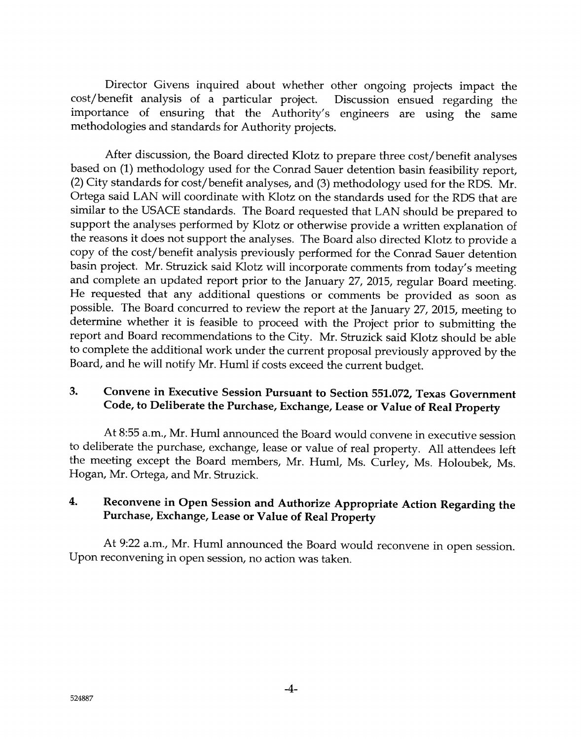Director Givens inquired about whether other ongoing projects impact the cost/benefit analysis of a particular project. Discussion ensued regarding the importance of ensuring that the Authority's engineers are using the same methodologies and standards for Authority projects.

After discussion, the Board directed Klotz to prepare three cost/benefit analyses based on (1) methodology used for the Conrad Sauer detention basin feasibility report, (2) City standards for cost/benefit analyses, and (3) methodology used for the RDS. Mr. Ortega said LAN will coordinate with Klotz on the standards used for the RDS that are similar to the USACE standards. The Board requested that LAN should be prepared to support the analyses performed by Klotz or otherwise provide a written explanation of the reasons it does not support the analyses. The Board also directed Klotz to provide a copy of the cost/benefit analysis previously performed for the Conrad Sauer detention basin project. Mr. Struzick said Klotz will incorporate comments from today's meeting and complete an updated report prior to the January 27, 2015, regular Board meeting. He requested that any additional questions or comments be provided as soon as possible. The Board concurred to review the report at the January 27, 2015, meeting to determine whether it is feasible to proceed with the Project prior to submitting the report and Board recommendations to the City. Mr. Struzick said Klotz should be able to complete the additional work under the current proposal previously approved by the Board, and he will notify Mr. Huml if costs exceed the current budget.

## 3. Convene in Executive Session Pursuant to Section 551.072, Texas Government Code, to Deliberate the Purchase, Exchange, Lease or Value of Real Property

At 8:55 a.m., Mr. Huml announced the Board would convene in executive session to deliberate the purchase, exchange, lease or value of real property. All attendees left the meeting except the Board members, Mr. Huml, Ms. Curley, Ms. Holoubek, Ms. Hogan, Mr. Ortega, and Mr. Struzick.

## 4. Reconvene in Open Session and Authorize Appropriate Action Regarding the Purchase, Exchange, Lease or Value of Real Property

At 9:22 a.m., Mr. Huml announced the Board would reconvene in open session. Upon reconvening in open session, no action was taken.

524887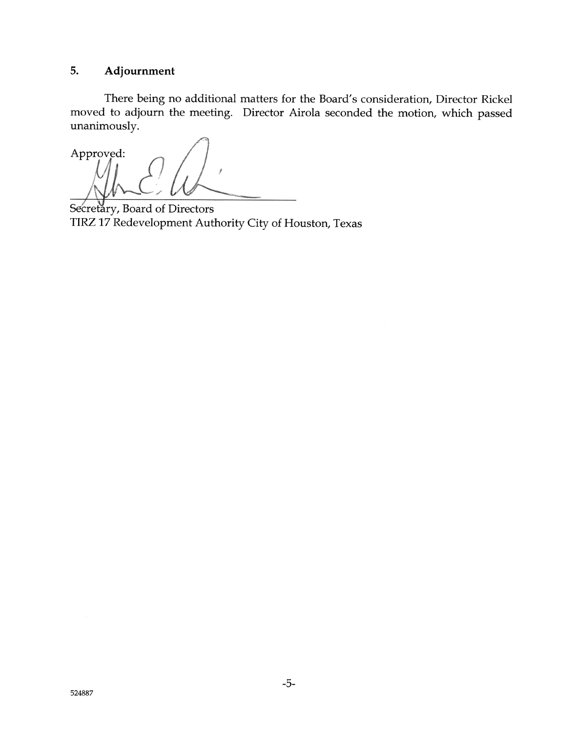## 5. Adjournment

There being no additional matters for the Board's consideration, Director Rickel moved to adjourn the meeting. Director Airola seconded the motion, which passed unanimously.

Approved:

Secretary, Board of Directors
TIRZ 17 Redevelopment Authority City of Houston, Texas

524887